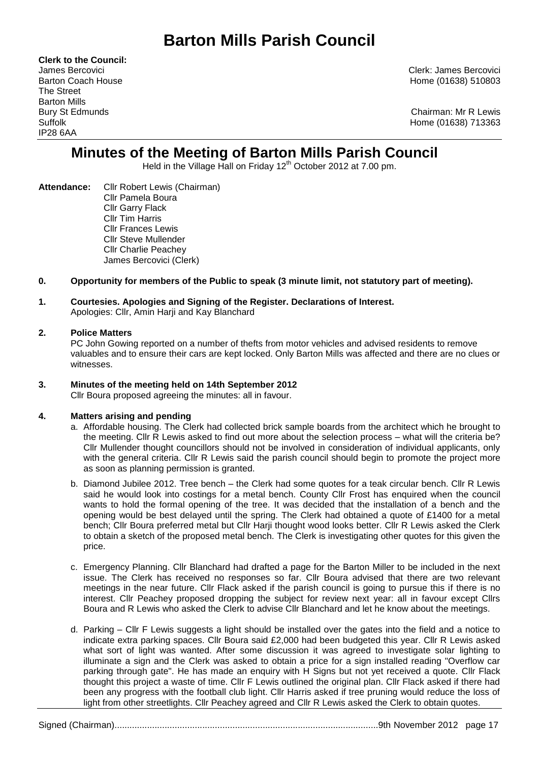# Barton Mills Parish Council

**Clerk to the Council:**
James Bercovici
Barton Coach House
The Street
Barton Mills
Bury St Edmunds
Suffolk
IP28 6AA

Clerk: James Bercovici
Home (01638) 510803

Chairman: Mr R Lewis
Home (01638) 713363

## Minutes of the Meeting of Barton Mills Parish Council

Held in the Village Hall on Friday 12th October 2012 at 7.00 pm.

**Attendance:** Cllr Robert Lewis (Chairman)
Cllr Pamela Boura
Cllr Garry Flack
Cllr Tim Harris
Cllr Frances Lewis
Cllr Steve Mullender
Cllr Charlie Peachey
James Bercovici (Clerk)

**0. Opportunity for members of the Public to speak (3 minute limit, not statutory part of meeting).**

**1. Courtesies. Apologies and Signing of the Register. Declarations of Interest.**
Apologies: Cllr, Amin Harji and Kay Blanchard

**2. Police Matters**
PC John Gowing reported on a number of thefts from motor vehicles and advised residents to remove valuables and to ensure their cars are kept locked. Only Barton Mills was affected and there are no clues or witnesses.

**3. Minutes of the meeting held on 14th September 2012**
Cllr Boura proposed agreeing the minutes: all in favour.

**4. Matters arising and pending**

a. Affordable housing. The Clerk had collected brick sample boards from the architect which he brought to the meeting. Cllr R Lewis asked to find out more about the selection process – what will the criteria be? Cllr Mullender thought councillors should not be involved in consideration of individual applicants, only with the general criteria. Cllr R Lewis said the parish council should begin to promote the project more as soon as planning permission is granted.

b. Diamond Jubilee 2012. Tree bench – the Clerk had some quotes for a teak circular bench. Cllr R Lewis said he would look into costings for a metal bench. County Cllr Frost has enquired when the council wants to hold the formal opening of the tree. It was decided that the installation of a bench and the opening would be best delayed until the spring. The Clerk had obtained a quote of £1400 for a metal bench; Cllr Boura preferred metal but Cllr Harji thought wood looks better. Cllr R Lewis asked the Clerk to obtain a sketch of the proposed metal bench. The Clerk is investigating other quotes for this given the price.

c. Emergency Planning. Cllr Blanchard had drafted a page for the Barton Miller to be included in the next issue. The Clerk has received no responses so far. Cllr Boura advised that there are two relevant meetings in the near future. Cllr Flack asked if the parish council is going to pursue this if there is no interest. Cllr Peachey proposed dropping the subject for review next year: all in favour except Cllrs Boura and R Lewis who asked the Clerk to advise Cllr Blanchard and let he know about the meetings.

d. Parking – Cllr F Lewis suggests a light should be installed over the gates into the field and a notice to indicate extra parking spaces. Cllr Boura said £2,000 had been budgeted this year. Cllr R Lewis asked what sort of light was wanted. After some discussion it was agreed to investigate solar lighting to illuminate a sign and the Clerk was asked to obtain a price for a sign installed reading "Overflow car parking through gate". He has made an enquiry with H Signs but not yet received a quote. Cllr Flack thought this project a waste of time. Cllr F Lewis outlined the original plan. Cllr Flack asked if there had been any progress with the football club light. Cllr Harris asked if tree pruning would reduce the loss of light from other streetlights. Cllr Peachey agreed and Cllr R Lewis asked the Clerk to obtain quotes.

Signed (Chairman)..........................................................................................................9th November 2012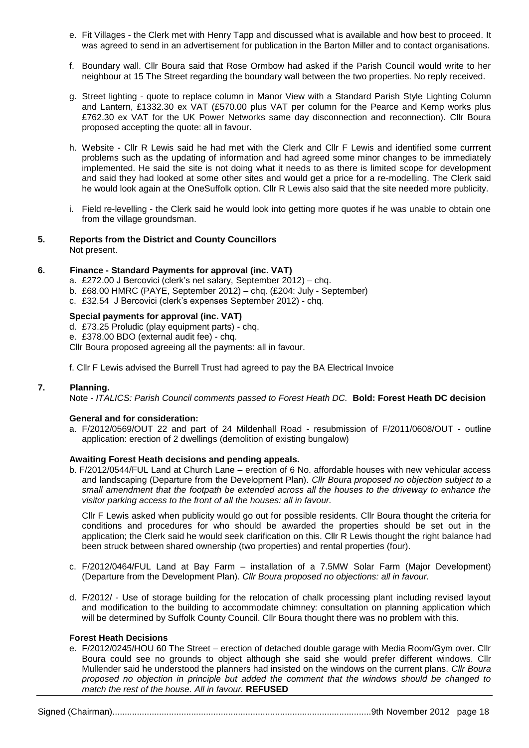e. Fit Villages - the Clerk met with Henry Tapp and discussed what is available and how best to proceed. It was agreed to send in an advertisement for publication in the Barton Miller and to contact organisations.

f. Boundary wall. Cllr Boura said that Rose Ormbow had asked if the Parish Council would write to her neighbour at 15 The Street regarding the boundary wall between the two properties. No reply received.

g. Street lighting - quote to replace column in Manor View with a Standard Parish Style Lighting Column and Lantern, £1332.30 ex VAT (£570.00 plus VAT per column for the Pearce and Kemp works plus £762.30 ex VAT for the UK Power Networks same day disconnection and reconnection). Cllr Boura proposed accepting the quote: all in favour.

h. Website - Cllr R Lewis said he had met with the Clerk and Cllr F Lewis and identified some currrent problems such as the updating of information and had agreed some minor changes to be immediately implemented. He said the site is not doing what it needs to as there is limited scope for development and said they had looked at some other sites and would get a price for a re-modelling. The Clerk said he would look again at the OneSuffolk option. Cllr R Lewis also said that the site needed more publicity.

i. Field re-levelling - the Clerk said he would look into getting more quotes if he was unable to obtain one from the village groundsman.

## 5. Reports from the District and County Councillors

Not present.

## 6. Finance - Standard Payments for approval (inc. VAT)

a. £272.00 J Bercovici (clerk's net salary, September 2012) – chq.
b. £68.00 HMRC (PAYE, September 2012) – chq. (£204: July - September)
c. £32.54 J Bercovici (clerk's expenses September 2012) - chq.

**Special payments for approval (inc. VAT)**

d. £73.25 Proludic (play equipment parts) - chq.
e. £378.00 BDO (external audit fee) - chq.

Cllr Boura proposed agreeing all the payments: all in favour.

f. Cllr F Lewis advised the Burrell Trust had agreed to pay the BA Electrical Invoice

## 7. Planning.

Note - *ITALICS: Parish Council comments passed to Forest Heath DC.* **Bold: Forest Heath DC decision**

**General and for consideration:**

a. F/2012/0569/OUT 22 and part of 24 Mildenhall Road - resubmission of F/2011/0608/OUT - outline application: erection of 2 dwellings (demolition of existing bungalow)

**Awaiting Forest Heath decisions and pending appeals.**

b. F/2012/0544/FUL Land at Church Lane – erection of 6 No. affordable houses with new vehicular access and landscaping (Departure from the Development Plan). *Cllr Boura proposed no objection subject to a small amendment that the footpath be extended across all the houses to the driveway to enhance the visitor parking access to the front of all the houses: all in favour.*

Cllr F Lewis asked when publicity would go out for possible residents. Cllr Boura thought the criteria for conditions and procedures for who should be awarded the properties should be set out in the application; the Clerk said he would seek clarification on this. Cllr R Lewis thought the right balance had been struck between shared ownership (two properties) and rental properties (four).

c. F/2012/0464/FUL Land at Bay Farm – installation of a 7.5MW Solar Farm (Major Development) (Departure from the Development Plan). *Cllr Boura proposed no objections: all in favour.*

d. F/2012/ - Use of storage building for the relocation of chalk processing plant including revised layout and modification to the building to accommodate chimney: consultation on planning application which will be determined by Suffolk County Council. Cllr Boura thought there was no problem with this.

**Forest Heath Decisions**

e. F/2012/0245/HOU 60 The Street – erection of detached double garage with Media Room/Gym over. Cllr Boura could see no grounds to object although she said she would prefer different windows. Cllr Mullender said he understood the planners had insisted on the windows on the current plans. *Cllr Boura proposed no objection in principle but added the comment that the windows should be changed to match the rest of the house. All in favour.* **REFUSED**

Signed (Chairman)........................................................................................................9th November 2012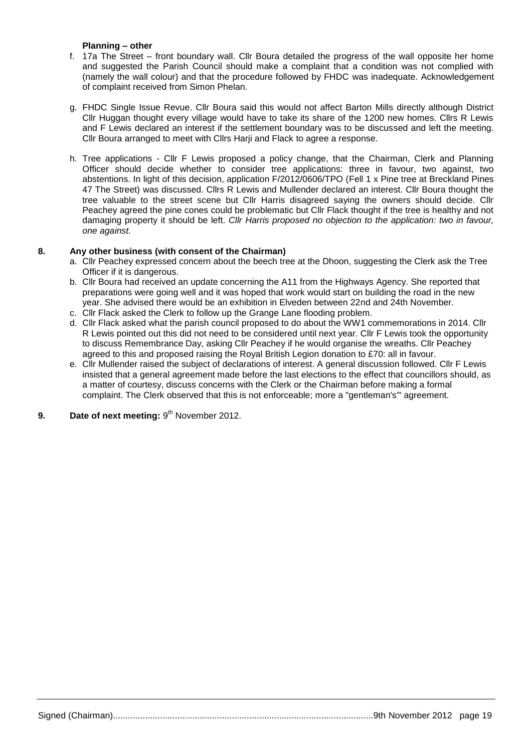**Planning – other**

f. 17a The Street – front boundary wall. Cllr Boura detailed the progress of the wall opposite her home and suggested the Parish Council should make a complaint that a condition was not complied with (namely the wall colour) and that the procedure followed by FHDC was inadequate. Acknowledgement of complaint received from Simon Phelan.

g. FHDC Single Issue Revue. Cllr Boura said this would not affect Barton Mills directly although District Cllr Huggan thought every village would have to take its share of the 1200 new homes. Cllrs R Lewis and F Lewis declared an interest if the settlement boundary was to be discussed and left the meeting. Cllr Boura arranged to meet with Cllrs Harji and Flack to agree a response.

h. Tree applications - Cllr F Lewis proposed a policy change, that the Chairman, Clerk and Planning Officer should decide whether to consider tree applications: three in favour, two against, two abstentions. In light of this decision, application F/2012/0606/TPO (Fell 1 x Pine tree at Breckland Pines 47 The Street) was discussed. Cllrs R Lewis and Mullender declared an interest. Cllr Boura thought the tree valuable to the street scene but Cllr Harris disagreed saying the owners should decide. Cllr Peachey agreed the pine cones could be problematic but Cllr Flack thought if the tree is healthy and not damaging property it should be left. *Cllr Harris proposed no objection to the application: two in favour, one against.*

**8. Any other business (with consent of the Chairman)**

a. Cllr Peachey expressed concern about the beech tree at the Dhoon, suggesting the Clerk ask the Tree Officer if it is dangerous.
b. Cllr Boura had received an update concerning the A11 from the Highways Agency. She reported that preparations were going well and it was hoped that work would start on building the road in the new year. She advised there would be an exhibition in Elveden between 22nd and 24th November.
c. Cllr Flack asked the Clerk to follow up the Grange Lane flooding problem.
d. Cllr Flack asked what the parish council proposed to do about the WW1 commemorations in 2014. Cllr R Lewis pointed out this did not need to be considered until next year. Cllr F Lewis took the opportunity to discuss Remembrance Day, asking Cllr Peachey if he would organise the wreaths. Cllr Peachey agreed to this and proposed raising the Royal British Legion donation to £70: all in favour.
e. Cllr Mullender raised the subject of declarations of interest. A general discussion followed. Cllr F Lewis insisted that a general agreement made before the last elections to the effect that councillors should, as a matter of courtesy, discuss concerns with the Clerk or the Chairman before making a formal complaint. The Clerk observed that this is not enforceable; more a "gentleman's'" agreement.

**9. Date of next meeting:** 9th November 2012.

Signed (Chairman)........................................................................................................9th November 2012